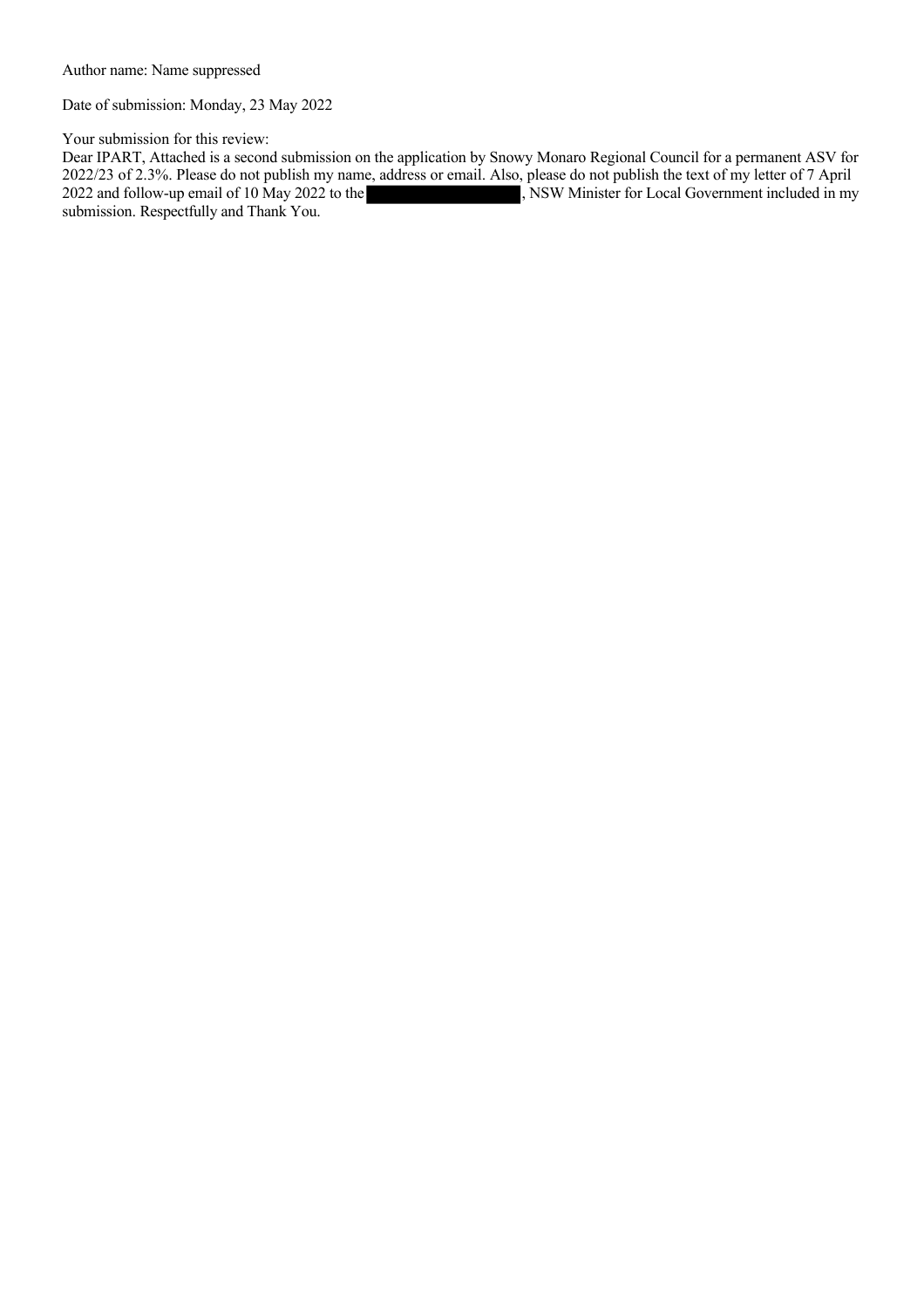Author name: Name suppressed

Date of submission: Monday, 23 May 2022

Your submission for this review:

Dear IPART, Attached is a second submission on the application by Snowy Monaro Regional Council for a permanent ASV for 2022/23 of 2.3%. Please do not publish my name, address or email. Also, please do not publish the text of my letter of 7 April 2022 and follow-up email of 10 May 2022 to the [redacted], NSW Minister for Local Government included in my submission. Respectfully and Thank You.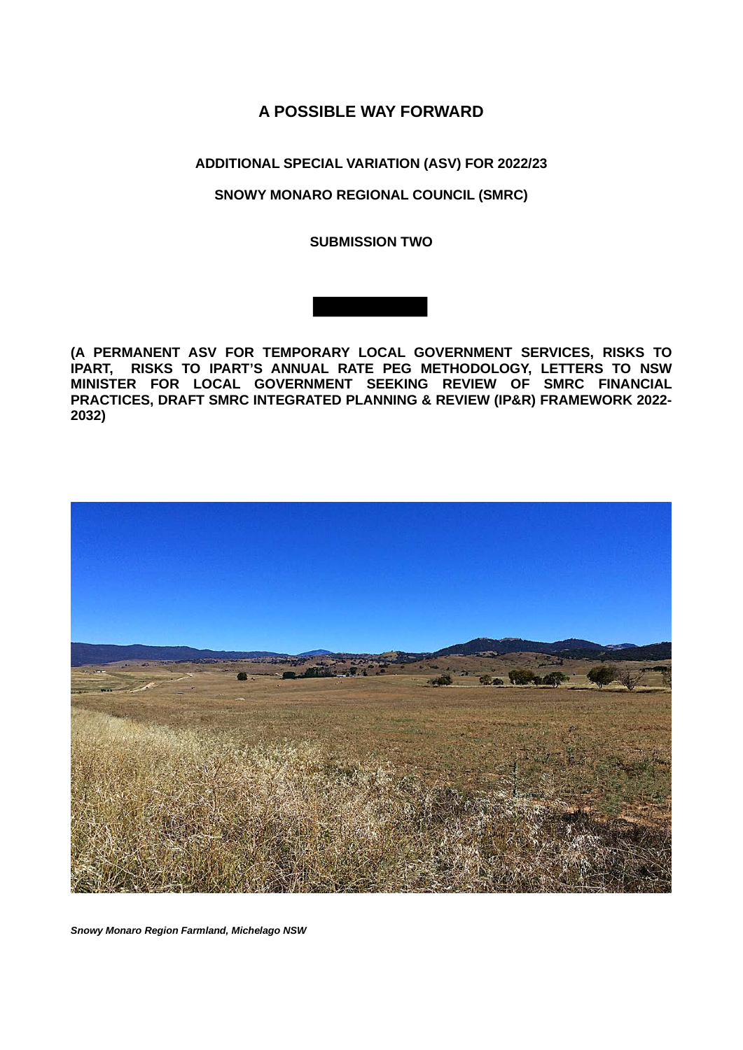# A POSSIBLE WAY FORWARD

## ADDITIONAL SPECIAL VARIATION (ASV) FOR 2022/23

## SNOWY MONARO REGIONAL COUNCIL (SMRC)

## SUBMISSION TWO

**(A PERMANENT ASV FOR TEMPORARY LOCAL GOVERNMENT SERVICES, RISKS TO IPART, RISKS TO IPART'S ANNUAL RATE PEG METHODOLOGY, LETTERS TO NSW MINISTER FOR LOCAL GOVERNMENT SEEKING REVIEW OF SMRC FINANCIAL PRACTICES, DRAFT SMRC INTEGRATED PLANNING & REVIEW (IP&R) FRAMEWORK 2022-2032)**

*Snowy Monaro Region Farmland, Michelago NSW*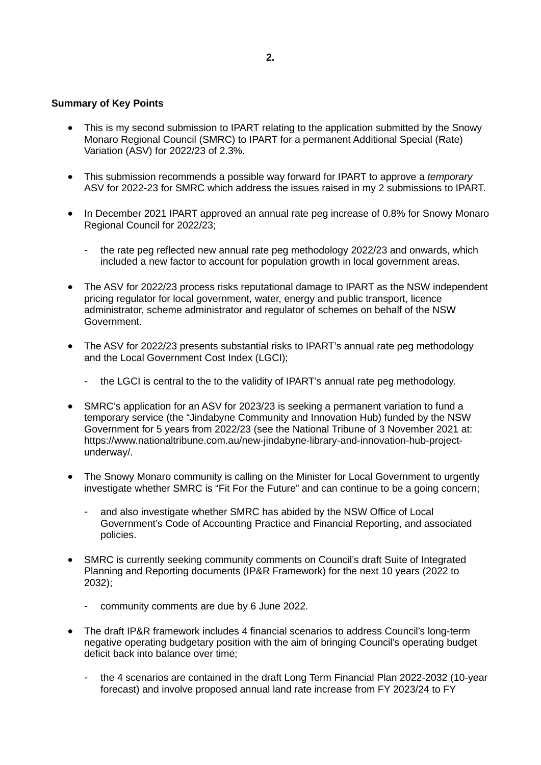**Summary of Key Points**

- This is my second submission to IPART relating to the application submitted by the Snowy Monaro Regional Council (SMRC) to IPART for a permanent Additional Special (Rate) Variation (ASV) for 2022/23 of 2.3%.

- This submission recommends a possible way forward for IPART to approve a *temporary* ASV for 2022-23 for SMRC which address the issues raised in my 2 submissions to IPART.

- In December 2021 IPART approved an annual rate peg increase of 0.8% for Snowy Monaro Regional Council for 2022/23;

  - the rate peg reflected new annual rate peg methodology 2022/23 and onwards, which included a new factor to account for population growth in local government areas.

- The ASV for 2022/23 process risks reputational damage to IPART as the NSW independent pricing regulator for local government, water, energy and public transport, licence administrator, scheme administrator and regulator of schemes on behalf of the NSW Government.

- The ASV for 2022/23 presents substantial risks to IPART's annual rate peg methodology and the Local Government Cost Index (LGCI);

  - the LGCI is central to the to the to the validity of IPART's annual rate peg methodology.

- SMRC's application for an ASV for 2023/23 is seeking a permanent variation to fund a temporary service (the "Jindabyne Community and Innovation Hub) funded by the NSW Government for 5 years from 2022/23 (see the National Tribune of 3 November 2021 at: https://www.nationaltribune.com.au/new-jindabyne-library-and-innovation-hub-project-underway/.

- The Snowy Monaro community is calling on the Minister for Local Government to urgently investigate whether SMRC is "Fit For the Future" and can continue to be a going concern;

  - and also investigate whether SMRC has abided by the NSW Office of Local Government's Code of Accounting Practice and Financial Reporting, and associated policies.

- SMRC is currently seeking community comments on Council's draft Suite of Integrated Planning and Reporting documents (IP&R Framework) for the next 10 years (2022 to 2032);

  - community comments are due by 6 June 2022.

- The draft IP&R framework includes 4 financial scenarios to address Council's long-term negative operating budgetary position with the aim of bringing Council's operating budget deficit back into balance over time;

  - the 4 scenarios are contained in the draft Long Term Financial Plan 2022-2032 (10-year forecast) and involve proposed annual land rate increase from FY 2023/24 to FY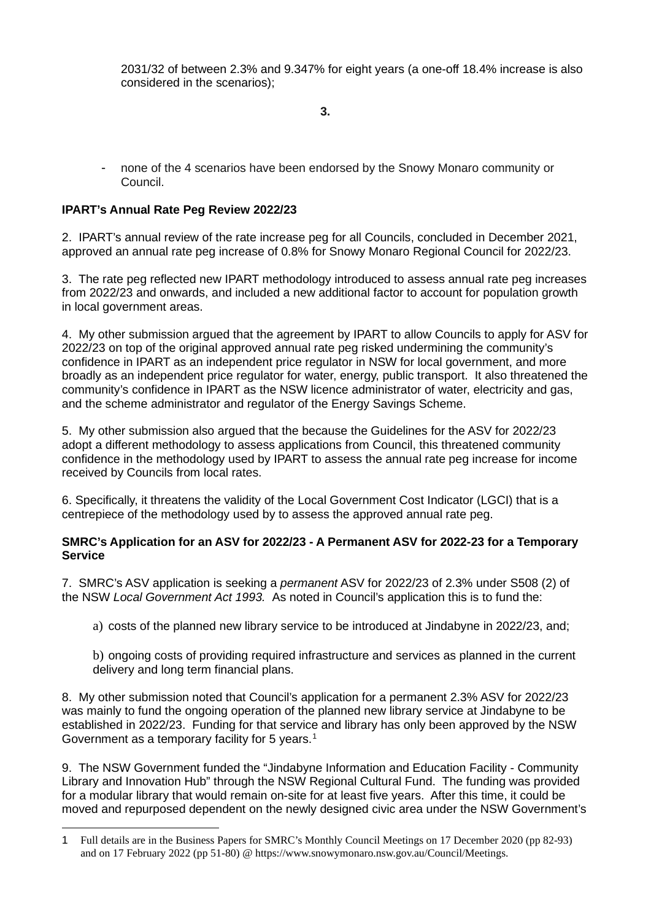2031/32 of between 2.3% and 9.347% for eight years (a one-off 18.4% increase is also considered in the scenarios);

**3.**

- none of the 4 scenarios have been endorsed by the Snowy Monaro community or Council.

**IPART's Annual Rate Peg Review 2022/23**

2. IPART's annual review of the rate increase peg for all Councils, concluded in December 2021, approved an annual rate peg increase of 0.8% for Snowy Monaro Regional Council for 2022/23.

3. The rate peg reflected new IPART methodology introduced to assess annual rate peg increases from 2022/23 and onwards, and included a new additional factor to account for population growth in local government areas.

4. My other submission argued that the agreement by IPART to allow Councils to apply for ASV for 2022/23 on top of the original approved annual rate peg risked undermining the community's confidence in IPART as an independent price regulator in NSW for local government, and more broadly as an independent price regulator for water, energy, public transport. It also threatened the community's confidence in IPART as the NSW licence administrator of water, electricity and gas, and the scheme administrator and regulator of the Energy Savings Scheme.

5. My other submission also argued that the because the Guidelines for the ASV for 2022/23 adopt a different methodology to assess applications from Council, this threatened community confidence in the methodology used by IPART to assess the annual rate peg increase for income received by Councils from local rates.

6. Specifically, it threatens the validity of the Local Government Cost Indicator (LGCI) that is a centrepiece of the methodology used by to assess the approved annual rate peg.

**SMRC's Application for an ASV for 2022/23 - A Permanent ASV for 2022-23 for a Temporary Service**

7. SMRC's ASV application is seeking a *permanent* ASV for 2022/23 of 2.3% under S508 (2) of the NSW *Local Government Act 1993.* As noted in Council's application this is to fund the:

a) costs of the planned new library service to be introduced at Jindabyne in 2022/23, and;

b) ongoing costs of providing required infrastructure and services as planned in the current delivery and long term financial plans.

8. My other submission noted that Council's application for a permanent 2.3% ASV for 2022/23 was mainly to fund the ongoing operation of the planned new library service at Jindabyne to be established in 2022/23. Funding for that service and library has only been approved by the NSW Government as a temporary facility for 5 years.[1]

9. The NSW Government funded the "Jindabyne Information and Education Facility - Community Library and Innovation Hub" through the NSW Regional Cultural Fund. The funding was provided for a modular library that would remain on-site for at least five years. After this time, it could be moved and repurposed dependent on the newly designed civic area under the NSW Government's

[1] Full details are in the Business Papers for SMRC's Monthly Council Meetings on 17 December 2020 (pp 82-93) and on 17 February 2022 (pp 51-80) @ https://www.snowymonaro.nsw.gov.au/Council/Meetings.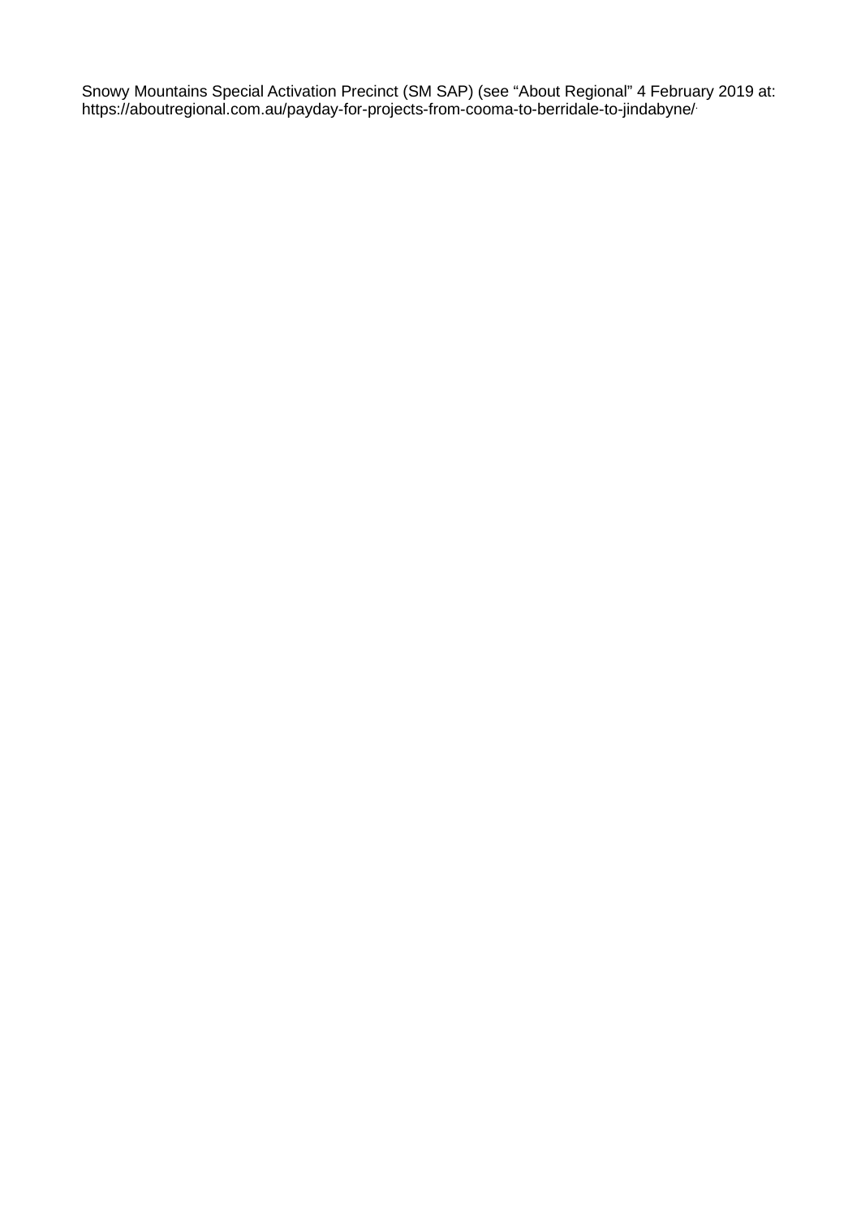Snowy Mountains Special Activation Precinct (SM SAP) (see “About Regional” 4 February 2019 at: https://aboutregional.com.au/payday-for-projects-from-cooma-to-berridale-to-jindabyne/.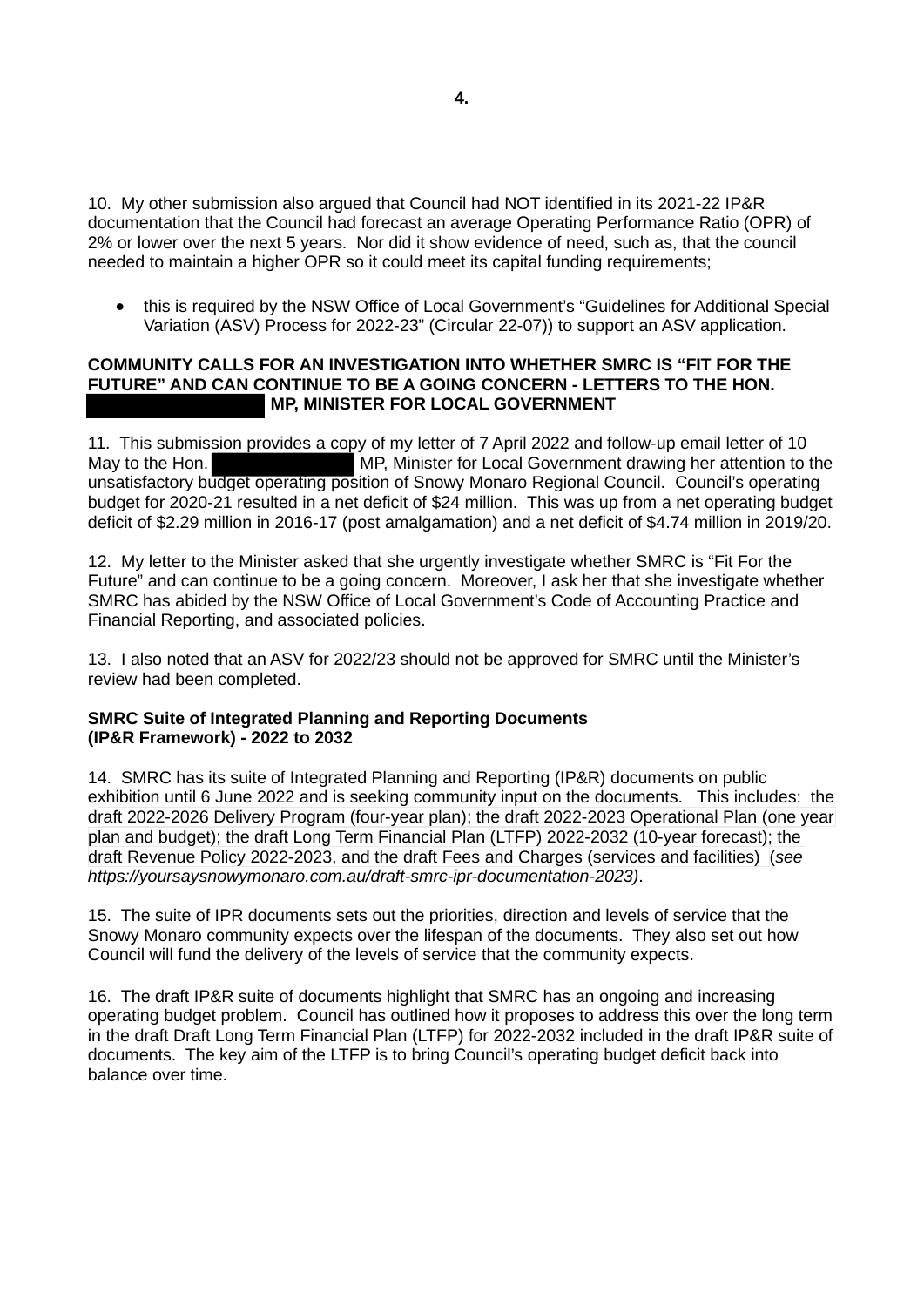10.  My other submission also argued that Council had NOT identified in its 2021-22 IP&R documentation that the Council had forecast an average Operating Performance Ratio (OPR) of 2% or lower over the next 5 years.  Nor did it show evidence of need, such as, that the council needed to maintain a higher OPR so it could meet its capital funding requirements;

- this is required by the NSW Office of Local Government's "Guidelines for Additional Special Variation (ASV) Process for 2022-23" (Circular 22-07)) to support an ASV application.

**COMMUNITY CALLS FOR AN INVESTIGATION INTO WHETHER SMRC IS "FIT FOR THE FUTURE" AND CAN CONTINUE TO BE A GOING CONCERN - LETTERS TO THE HON. ██████████ MP, MINISTER FOR LOCAL GOVERNMENT**

11.  This submission provides a copy of my letter of 7 April 2022 and follow-up email letter of 10 May to the Hon. ██████████ MP, Minister for Local Government drawing her attention to the unsatisfactory budget operating position of Snowy Monaro Regional Council.  Council's operating budget for 2020-21 resulted in a net deficit of $24 million.  This was up from a net operating budget deficit of $2.29 million in 2016-17 (post amalgamation) and a net deficit of $4.74 million in 2019/20.

12.  My letter to the Minister asked that she urgently investigate whether SMRC is "Fit For the Future" and can continue to be a going concern.  Moreover, I ask her that she investigate whether SMRC has abided by the NSW Office of Local Government's Code of Accounting Practice and Financial Reporting, and associated policies.

13.  I also noted that an ASV for 2022/23 should not be approved for SMRC until the Minister's review had been completed.

**SMRC Suite of Integrated Planning and Reporting Documents (IP&R Framework) - 2022 to 2032**

14.  SMRC has its suite of Integrated Planning and Reporting (IP&R) documents on public exhibition until 6 June 2022 and is seeking community input on the documents.   This includes:  the draft 2022-2026 Delivery Program (four-year plan); the draft 2022-2023 Operational Plan (one year plan and budget); the draft Long Term Financial Plan (LTFP) 2022-2032 (10-year forecast); the draft Revenue Policy 2022-2023, and the draft Fees and Charges (services and facilities)  (*see https://yoursaysnowymonaro.com.au/draft-smrc-ipr-documentation-2023)*.

15.  The suite of IPR documents sets out the priorities, direction and levels of service that the Snowy Monaro community expects over the lifespan of the documents.  They also set out how Council will fund the delivery of the levels of service that the community expects.

16.  The draft IP&R suite of documents highlight that SMRC has an ongoing and increasing operating budget problem.  Council has outlined how it proposes to address this over the long term in the draft Draft Long Term Financial Plan (LTFP) for 2022-2032 included in the draft IP&R suite of documents.  The key aim of the LTFP is to bring Council's operating budget deficit back into balance over time.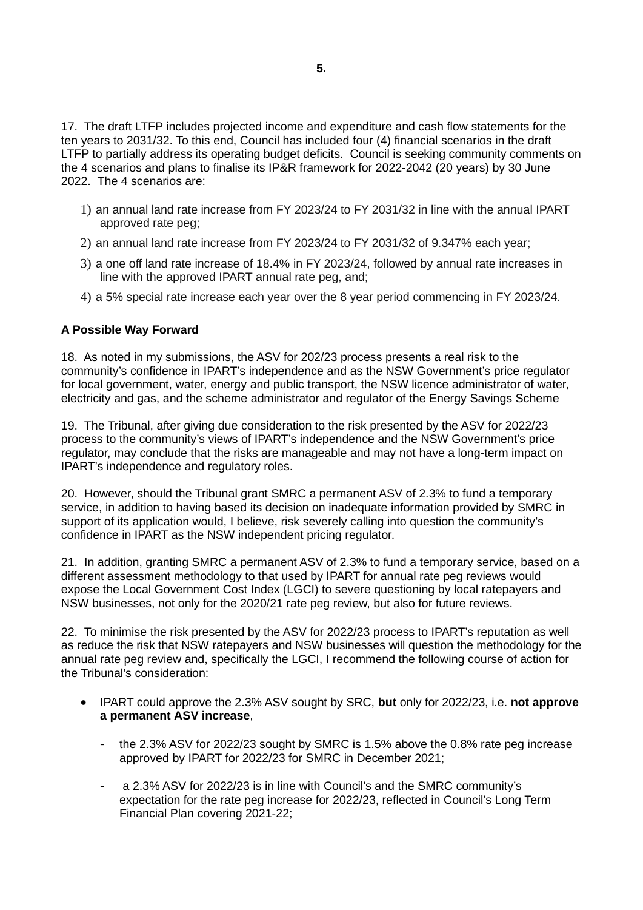17.  The draft LTFP includes projected income and expenditure and cash flow statements for the ten years to 2031/32. To this end, Council has included four (4) financial scenarios in the draft LTFP to partially address its operating budget deficits.  Council is seeking community comments on the 4 scenarios and plans to finalise its IP&R framework for 2022-2042 (20 years) by 30 June 2022.  The 4 scenarios are:

1) an annual land rate increase from FY 2023/24 to FY 2031/32 in line with the annual IPART approved rate peg;
2) an annual land rate increase from FY 2023/24 to FY 2031/32 of 9.347% each year;
3) a one off land rate increase of 18.4% in FY 2023/24, followed by annual rate increases in line with the approved IPART annual rate peg, and;
4) a 5% special rate increase each year over the 8 year period commencing in FY 2023/24.

**A Possible Way Forward**

18.  As noted in my submissions, the ASV for 202/23 process presents a real risk to the community's confidence in IPART's independence and as the NSW Government's price regulator for local government, water, energy and public transport, the NSW licence administrator of water, electricity and gas, and the scheme administrator and regulator of the Energy Savings Scheme

19.  The Tribunal, after giving due consideration to the risk presented by the ASV for 2022/23 process to the community's views of IPART's independence and the NSW Government's price regulator, may conclude that the risks are manageable and may not have a long-term impact on IPART's independence and regulatory roles.

20.  However, should the Tribunal grant SMRC a permanent ASV of 2.3% to fund a temporary service, in addition to having based its decision on inadequate information provided by SMRC in support of its application would, I believe, risk severely calling into question the community's confidence in IPART as the NSW independent pricing regulator.

21.  In addition, granting SMRC a permanent ASV of 2.3% to fund a temporary service, based on a different assessment methodology to that used by IPART for annual rate peg reviews would expose the Local Government Cost Index (LGCI) to severe questioning by local ratepayers and NSW businesses, not only for the 2020/21 rate peg review, but also for future reviews.

22.  To minimise the risk presented by the ASV for 2022/23 process to IPART's reputation as well as reduce the risk that NSW ratepayers and NSW businesses will question the methodology for the annual rate peg review and, specifically the LGCI, I recommend the following course of action for the Tribunal's consideration:

- IPART could approve the 2.3% ASV sought by SRC, **but** only for 2022/23, i.e. **not approve a permanent ASV increase**,
  - the 2.3% ASV for 2022/23 sought by SMRC is 1.5% above the 0.8% rate peg increase approved by IPART for 2022/23 for SMRC in December 2021;
  - a 2.3% ASV for 2022/23 is in line with Council's and the SMRC community's expectation for the rate peg increase for 2022/23, reflected in Council's Long Term Financial Plan covering 2021-22;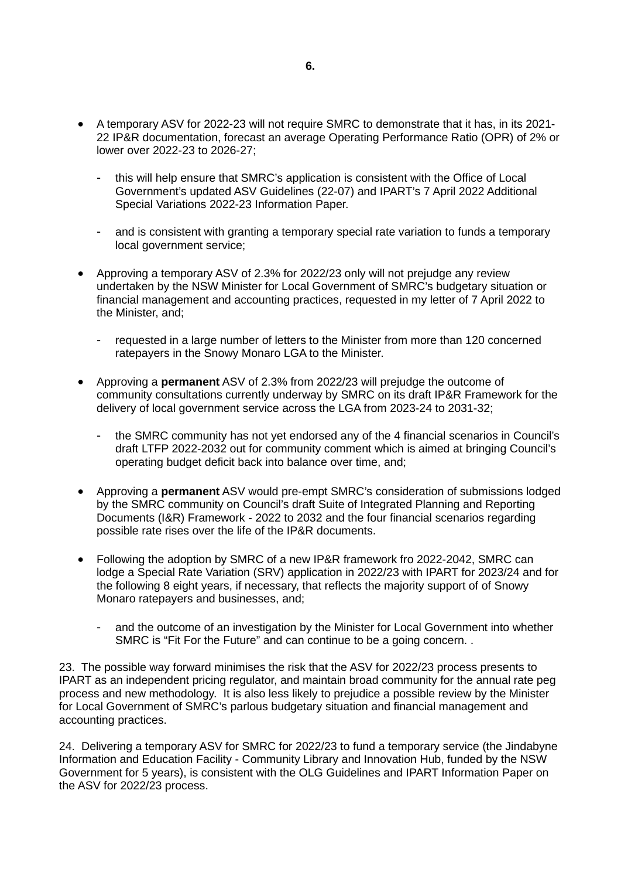- A temporary ASV for 2022-23 will not require SMRC to demonstrate that it has, in its 2021-22 IP&R documentation, forecast an average Operating Performance Ratio (OPR) of 2% or lower over 2022-23 to 2026-27;

  - this will help ensure that SMRC's application is consistent with the Office of Local Government's updated ASV Guidelines (22-07) and IPART's 7 April 2022 Additional Special Variations 2022-23 Information Paper.

  - and is consistent with granting a temporary special rate variation to funds a temporary local government service;

- Approving a temporary ASV of 2.3% for 2022/23 only will not prejudge any review undertaken by the NSW Minister for Local Government of SMRC's budgetary situation or financial management and accounting practices, requested in my letter of 7 April 2022 to the Minister, and;

  - requested in a large number of letters to the Minister from more than 120 concerned ratepayers in the Snowy Monaro LGA to the Minister.

- Approving a **permanent** ASV of 2.3% from 2022/23 will prejudge the outcome of community consultations currently underway by SMRC on its draft IP&R Framework for the delivery of local government service across the LGA from 2023-24 to 2031-32;

  - the SMRC community has not yet endorsed any of the 4 financial scenarios in Council's draft LTFP 2022-2032 out for community comment which is aimed at bringing Council's operating budget deficit back into balance over time, and;

- Approving a **permanent** ASV would pre-empt SMRC's consideration of submissions lodged by the SMRC community on Council's draft Suite of Integrated Planning and Reporting Documents (I&R) Framework - 2022 to 2032 and the four financial scenarios regarding possible rate rises over the life of the IP&R documents.

- Following the adoption by SMRC of a new IP&R framework fro 2022-2042, SMRC can lodge a Special Rate Variation (SRV) application in 2022/23 with IPART for 2023/24 and for the following 8 eight years, if necessary, that reflects the majority support of of Snowy Monaro ratepayers and businesses, and;

  - and the outcome of an investigation by the Minister for Local Government into whether SMRC is "Fit For the Future" and can continue to be a going concern. .

23. The possible way forward minimises the risk that the ASV for 2022/23 process presents to IPART as an independent pricing regulator, and maintain broad community for the annual rate peg process and new methodology. It is also less likely to prejudice a possible review by the Minister for Local Government of SMRC's parlous budgetary situation and financial management and accounting practices.

24. Delivering a temporary ASV for SMRC for 2022/23 to fund a temporary service (the Jindabyne Information and Education Facility - Community Library and Innovation Hub, funded by the NSW Government for 5 years), is consistent with the OLG Guidelines and IPART Information Paper on the ASV for 2022/23 process.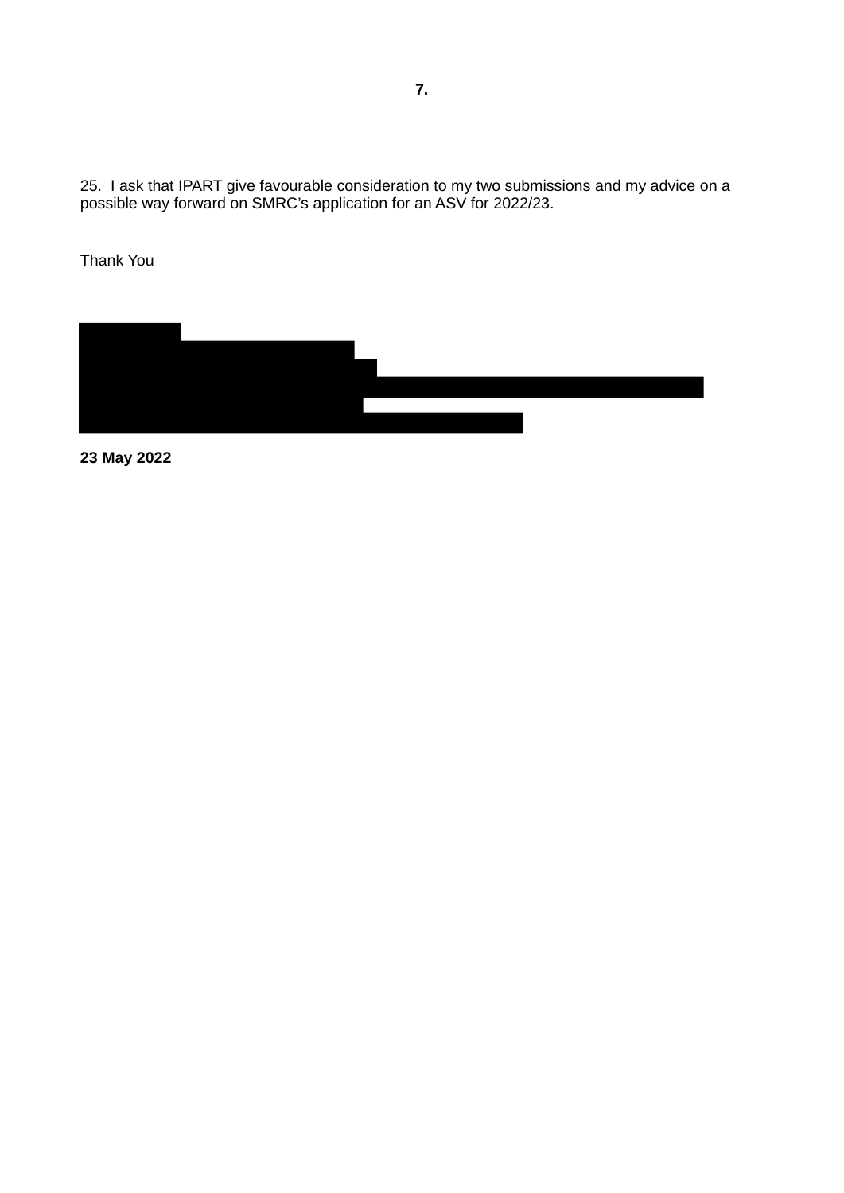25.  I ask that IPART give favourable consideration to my two submissions and my advice on a possible way forward on SMRC's application for an ASV for 2022/23.

Thank You

**23 May 2022**